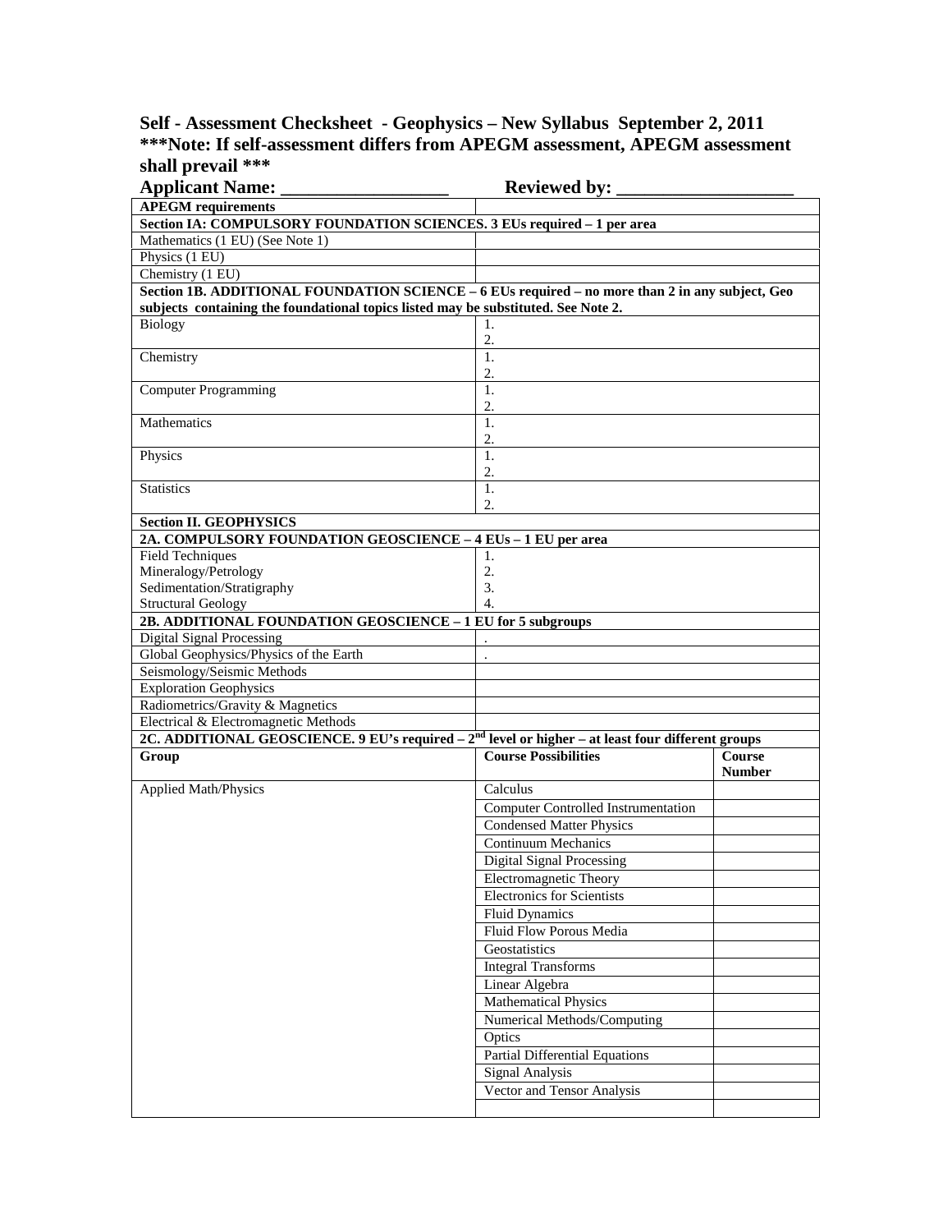**Self - Assessment Checksheet - Geophysics – New Syllabus September 2, 2011**
**\*\*\*Note: If self-assessment differs from APEGM assessment, APEGM assessment shall prevail \*\*\***

**Applicant Name: \_\_\_\_\_\_\_\_\_\_\_\_\_\_\_\_\_\_ Reviewed by: \_\_\_\_\_\_\_\_\_\_\_\_\_\_\_\_\_\_\_**

| APEGM requirements | | |
|---|---|---|
| **Section IA: COMPULSORY FOUNDATION SCIENCES. 3 EUs required – 1 per area** | | |
| Mathematics (1 EU) (See Note 1) | | |
| Physics (1 EU) | | |
| Chemistry (1 EU) | | |
| **Section 1B. ADDITIONAL FOUNDATION SCIENCE – 6 EUs required – no more than 2 in any subject, Geo subjects containing the foundational topics listed may be substituted. See Note 2.** | | |
| Biology | 1.<br>2. | |
| Chemistry | 1.<br>2. | |
| Computer Programming | 1.<br>2. | |
| Mathematics | 1.<br>2. | |
| Physics | 1.<br>2. | |
| Statistics | 1.<br>2. | |
| **Section II. GEOPHYSICS** | | |
| **2A. COMPULSORY FOUNDATION GEOSCIENCE – 4 EUs – 1 EU per area** | | |
| Field Techniques<br>Mineralogy/Petrology<br>Sedimentation/Stratigraphy<br>Structural Geology | 1.<br>2.<br>3.<br>4. | |
| **2B. ADDITIONAL FOUNDATION GEOSCIENCE – 1 EU for 5 subgroups** | | |
| Digital Signal Processing | . | |
| Global Geophysics/Physics of the Earth | . | |
| Seismology/Seismic Methods | | |
| Exploration Geophysics | | |
| Radiometrics/Gravity & Magnetics | | |
| Electrical & Electromagnetic Methods | | |
| **2C. ADDITIONAL GEOSCIENCE. 9 EU's required – 2nd level or higher – at least four different groups** | | |
| **Group** | **Course Possibilities** | **Course Number** |
| Applied Math/Physics | Calculus | |
| | Computer Controlled Instrumentation | |
| | Condensed Matter Physics | |
| | Continuum Mechanics | |
| | Digital Signal Processing | |
| | Electromagnetic Theory | |
| | Electronics for Scientists | |
| | Fluid Dynamics | |
| | Fluid Flow Porous Media | |
| | Geostatistics | |
| | Integral Transforms | |
| | Linear Algebra | |
| | Mathematical Physics | |
| | Numerical Methods/Computing | |
| | Optics | |
| | Partial Differential Equations | |
| | Signal Analysis | |
| | Vector and Tensor Analysis | |
| | | |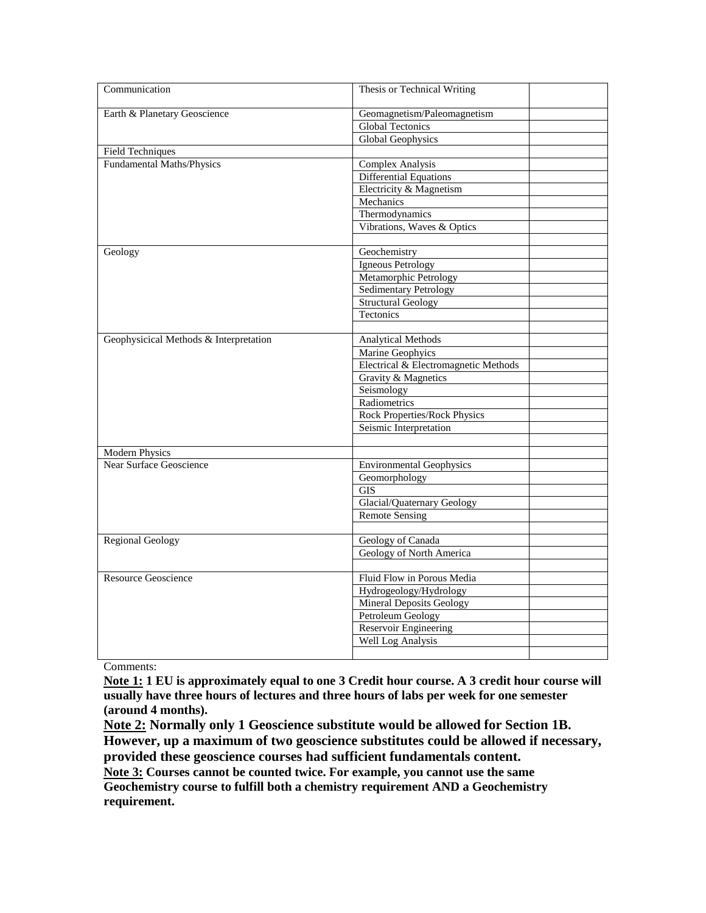| | | |
|---|---|---|
| Communication | Thesis or Technical Writing | |
| Earth & Planetary Geoscience | Geomagnetism/Paleomagnetism | |
| | Global Tectonics | |
| | Global Geophysics | |
| Field Techniques | | |
| Fundamental Maths/Physics | Complex Analysis | |
| | Differential Equations | |
| | Electricity & Magnetism | |
| | Mechanics | |
| | Thermodynamics | |
| | Vibrations, Waves & Optics | |
| | | |
| Geology | Geochemistry | |
| | Igneous Petrology | |
| | Metamorphic Petrology | |
| | Sedimentary Petrology | |
| | Structural Geology | |
| | Tectonics | |
| | | |
| Geophysicical Methods & Interpretation | Analytical Methods | |
| | Marine Geophyics | |
| | Electrical & Electromagnetic Methods | |
| | Gravity & Magnetics | |
| | Seismology | |
| | Radiometrics | |
| | Rock Properties/Rock Physics | |
| | Seismic Interpretation | |
| | | |
| Modern Physics | | |
| Near Surface Geoscience | Environmental Geophysics | |
| | Geomorphology | |
| | GIS | |
| | Glacial/Quaternary Geology | |
| | Remote Sensing | |
| | | |
| Regional Geology | Geology of Canada | |
| | Geology of North America | |
| | | |
| Resource Geoscience | Fluid Flow in Porous Media | |
| | Hydrogeology/Hydrology | |
| | Mineral Deposits Geology | |
| | Petroleum Geology | |
| | Reservoir Engineering | |
| | Well Log Analysis | |
| | | |

Comments:

**Note 1: 1 EU is approximately equal to one 3 Credit hour course. A 3 credit hour course will usually have three hours of lectures and three hours of labs per week for one semester (around 4 months).**

**Note 2: Normally only 1 Geoscience substitute would be allowed for Section 1B. However, up a maximum of two geoscience substitutes could be allowed if necessary, provided these geoscience courses had sufficient fundamentals content.**

**Note 3: Courses cannot be counted twice. For example, you cannot use the same Geochemistry course to fulfill both a chemistry requirement AND a Geochemistry requirement.**